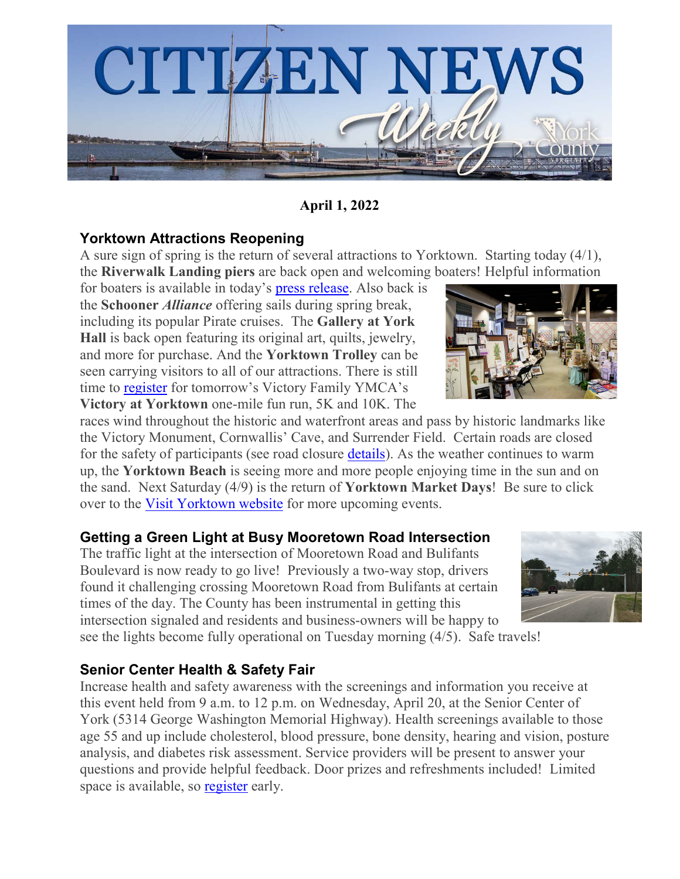# CITIZEN NEWS Weekly

**April 1, 2022**

## Yorktown Attractions Reopening

A sure sign of spring is the return of several attractions to Yorktown. Starting today (4/1), the **Riverwalk Landing piers** are back open and welcoming boaters! Helpful information for boaters is available in today's press release. Also back is the **Schooner *Alliance*** offering sails during spring break, including its popular Pirate cruises. The **Gallery at York Hall** is back open featuring its original art, quilts, jewelry, and more for purchase. And the **Yorktown Trolley** can be seen carrying visitors to all of our attractions. There is still time to register for tomorrow's Victory Family YMCA's **Victory at Yorktown** one-mile fun run, 5K and 10K. The races wind throughout the historic and waterfront areas and pass by historic landmarks like the Victory Monument, Cornwallis' Cave, and Surrender Field. Certain roads are closed for the safety of participants (see road closure details). As the weather continues to warm up, the **Yorktown Beach** is seeing more and more people enjoying time in the sun and on the sand. Next Saturday (4/9) is the return of **Yorktown Market Days**! Be sure to click over to the Visit Yorktown website for more upcoming events.

## Getting a Green Light at Busy Mooretown Road Intersection

The traffic light at the intersection of Mooretown Road and Bulifants Boulevard is now ready to go live! Previously a two-way stop, drivers found it challenging crossing Mooretown Road from Bulifants at certain times of the day. The County has been instrumental in getting this intersection signaled and residents and business-owners will be happy to see the lights become fully operational on Tuesday morning (4/5). Safe travels!

## Senior Center Health & Safety Fair

Increase health and safety awareness with the screenings and information you receive at this event held from 9 a.m. to 12 p.m. on Wednesday, April 20, at the Senior Center of York (5314 George Washington Memorial Highway). Health screenings available to those age 55 and up include cholesterol, blood pressure, bone density, hearing and vision, posture analysis, and diabetes risk assessment. Service providers will be present to answer your questions and provide helpful feedback. Door prizes and refreshments included! Limited space is available, so register early.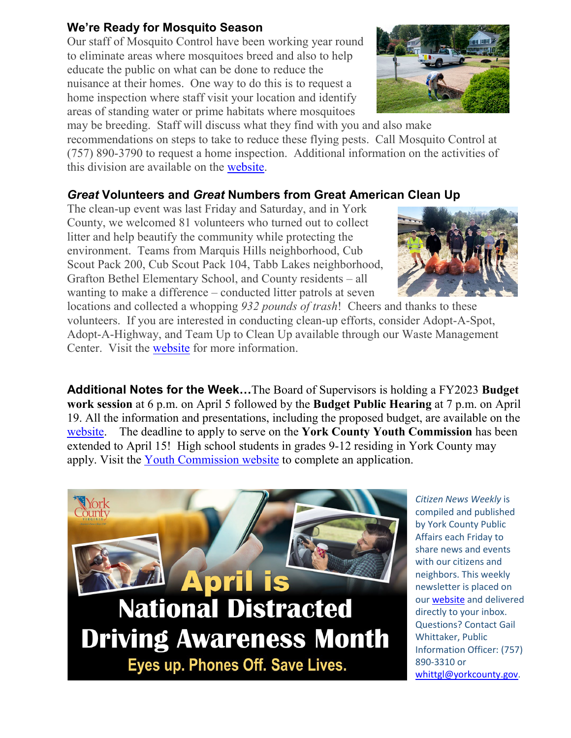## We're Ready for Mosquito Season

Our staff of Mosquito Control have been working year round to eliminate areas where mosquitoes breed and also to help educate the public on what can be done to reduce the nuisance at their homes. One way to do this is to request a home inspection where staff visit your location and identify areas of standing water or prime habitats where mosquitoes may be breeding. Staff will discuss what they find with you and also make recommendations on steps to take to reduce these flying pests. Call Mosquito Control at (757) 890-3790 to request a home inspection. Additional information on the activities of this division are available on the website.

## *Great* Volunteers and *Great* Numbers from Great American Clean Up

The clean-up event was last Friday and Saturday, and in York County, we welcomed 81 volunteers who turned out to collect litter and help beautify the community while protecting the environment. Teams from Marquis Hills neighborhood, Cub Scout Pack 200, Cub Scout Pack 104, Tabb Lakes neighborhood, Grafton Bethel Elementary School, and County residents – all wanting to make a difference – conducted litter patrols at seven locations and collected a whopping *932 pounds of trash*! Cheers and thanks to these volunteers. If you are interested in conducting clean-up efforts, consider Adopt-A-Spot, Adopt-A-Highway, and Team Up to Clean Up available through our Waste Management Center. Visit the website for more information.

**Additional Notes for the Week…**The Board of Supervisors is holding a FY2023 **Budget work session** at 6 p.m. on April 5 followed by the **Budget Public Hearing** at 7 p.m. on April 19. All the information and presentations, including the proposed budget, are available on the website. The deadline to apply to serve on the **York County Youth Commission** has been extended to April 15! High school students in grades 9-12 residing in York County may apply. Visit the Youth Commission website to complete an application.

York County VIRGINIA

April is National Distracted Driving Awareness Month

Eyes up. Phones Off. Save Lives.

*Citizen News Weekly* is compiled and published by York County Public Affairs each Friday to share news and events with our citizens and neighbors. This weekly newsletter is placed on our website and delivered directly to your inbox. Questions? Contact Gail Whittaker, Public Information Officer: (757) 890-3310 or whittgl@yorkcounty.gov.